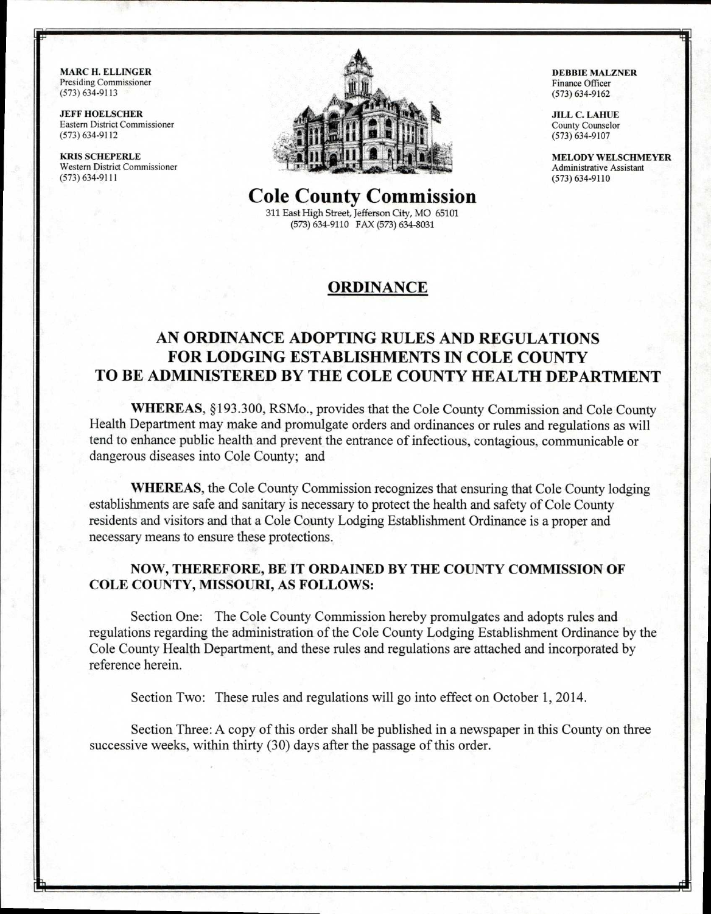**MARC H. ELLINGER**
Presiding Commissioner
(573) 634-9113

**JEFF HOELSCHER**
Eastern District Commissioner
(573) 634-9112

**KRIS SCHEPERLE**
Western District Commissioner
(573) 634-9111

**DEBBIE MALZNER**
Finance Officer
(573) 634-9162

**JILL C. LAHUE**
County Counselor
(573) 634-9107

**MELODY WELSCHMEYER**
Administrative Assistant
(573) 634-9110

# Cole County Commission

311 East High Street, Jefferson City, MO 65101
(573) 634-9110 FAX (573) 634-8031

## ORDINANCE

## AN ORDINANCE ADOPTING RULES AND REGULATIONS FOR LODGING ESTABLISHMENTS IN COLE COUNTY TO BE ADMINISTERED BY THE COLE COUNTY HEALTH DEPARTMENT

**WHEREAS**, §193.300, RSMo., provides that the Cole County Commission and Cole County Health Department may make and promulgate orders and ordinances or rules and regulations as will tend to enhance public health and prevent the entrance of infectious, contagious, communicable or dangerous diseases into Cole County; and

**WHEREAS**, the Cole County Commission recognizes that ensuring that Cole County lodging establishments are safe and sanitary is necessary to protect the health and safety of Cole County residents and visitors and that a Cole County Lodging Establishment Ordinance is a proper and necessary means to ensure these protections.

**NOW, THEREFORE, BE IT ORDAINED BY THE COUNTY COMMISSION OF COLE COUNTY, MISSOURI, AS FOLLOWS:**

Section One: The Cole County Commission hereby promulgates and adopts rules and regulations regarding the administration of the Cole County Lodging Establishment Ordinance by the Cole County Health Department, and these rules and regulations are attached and incorporated by reference herein.

Section Two: These rules and regulations will go into effect on October 1, 2014.

Section Three: A copy of this order shall be published in a newspaper in this County on three successive weeks, within thirty (30) days after the passage of this order.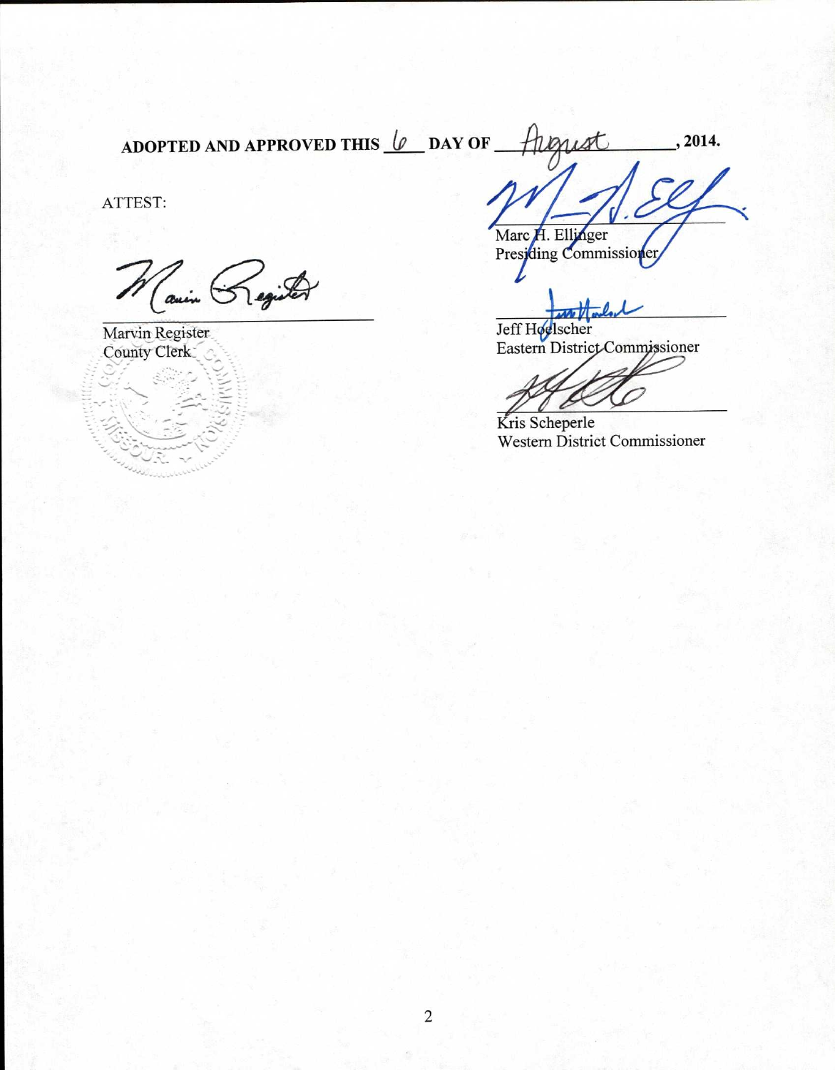**ADOPTED AND APPROVED THIS 6 DAY OF August, 2014.**

ATTEST:

Marvin Register
County Clerk

Marc H. Ellinger
Presiding Commissioner

Jeff Hoelscher
Eastern District Commissioner

Kris Scheperle
Western District Commissioner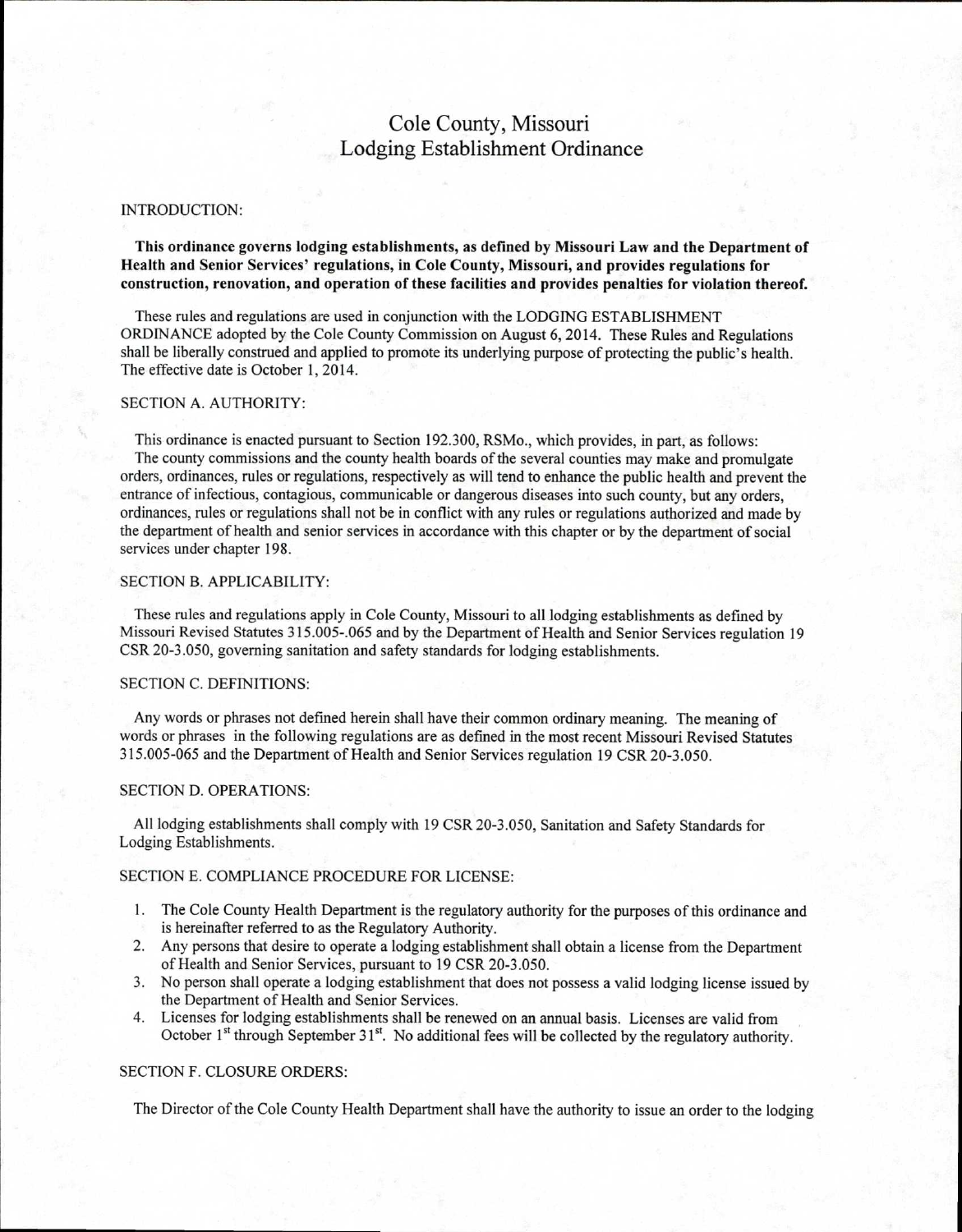# Cole County, Missouri
## Lodging Establishment Ordinance

INTRODUCTION:

**This ordinance governs lodging establishments, as defined by Missouri Law and the Department of Health and Senior Services' regulations, in Cole County, Missouri, and provides regulations for construction, renovation, and operation of these facilities and provides penalties for violation thereof.**

These rules and regulations are used in conjunction with the LODGING ESTABLISHMENT ORDINANCE adopted by the Cole County Commission on August 6, 2014. These Rules and Regulations shall be liberally construed and applied to promote its underlying purpose of protecting the public's health. The effective date is October 1, 2014.

SECTION A. AUTHORITY:

This ordinance is enacted pursuant to Section 192.300, RSMo., which provides, in part, as follows:
The county commissions and the county health boards of the several counties may make and promulgate orders, ordinances, rules or regulations, respectively as will tend to enhance the public health and prevent the entrance of infectious, contagious, communicable or dangerous diseases into such county, but any orders, ordinances, rules or regulations shall not be in conflict with any rules or regulations authorized and made by the department of health and senior services in accordance with this chapter or by the department of social services under chapter 198.

SECTION B. APPLICABILITY:

These rules and regulations apply in Cole County, Missouri to all lodging establishments as defined by Missouri Revised Statutes 315.005-.065 and by the Department of Health and Senior Services regulation 19 CSR 20-3.050, governing sanitation and safety standards for lodging establishments.

SECTION C. DEFINITIONS:

Any words or phrases not defined herein shall have their common ordinary meaning. The meaning of words or phrases in the following regulations are as defined in the most recent Missouri Revised Statutes 315.005-065 and the Department of Health and Senior Services regulation 19 CSR 20-3.050.

SECTION D. OPERATIONS:

All lodging establishments shall comply with 19 CSR 20-3.050, Sanitation and Safety Standards for Lodging Establishments.

SECTION E. COMPLIANCE PROCEDURE FOR LICENSE:

1. The Cole County Health Department is the regulatory authority for the purposes of this ordinance and is hereinafter referred to as the Regulatory Authority.
2. Any persons that desire to operate a lodging establishment shall obtain a license from the Department of Health and Senior Services, pursuant to 19 CSR 20-3.050.
3. No person shall operate a lodging establishment that does not possess a valid lodging license issued by the Department of Health and Senior Services.
4. Licenses for lodging establishments shall be renewed on an annual basis. Licenses are valid from October 1st through September 31st. No additional fees will be collected by the regulatory authority.

SECTION F. CLOSURE ORDERS:

The Director of the Cole County Health Department shall have the authority to issue an order to the lodging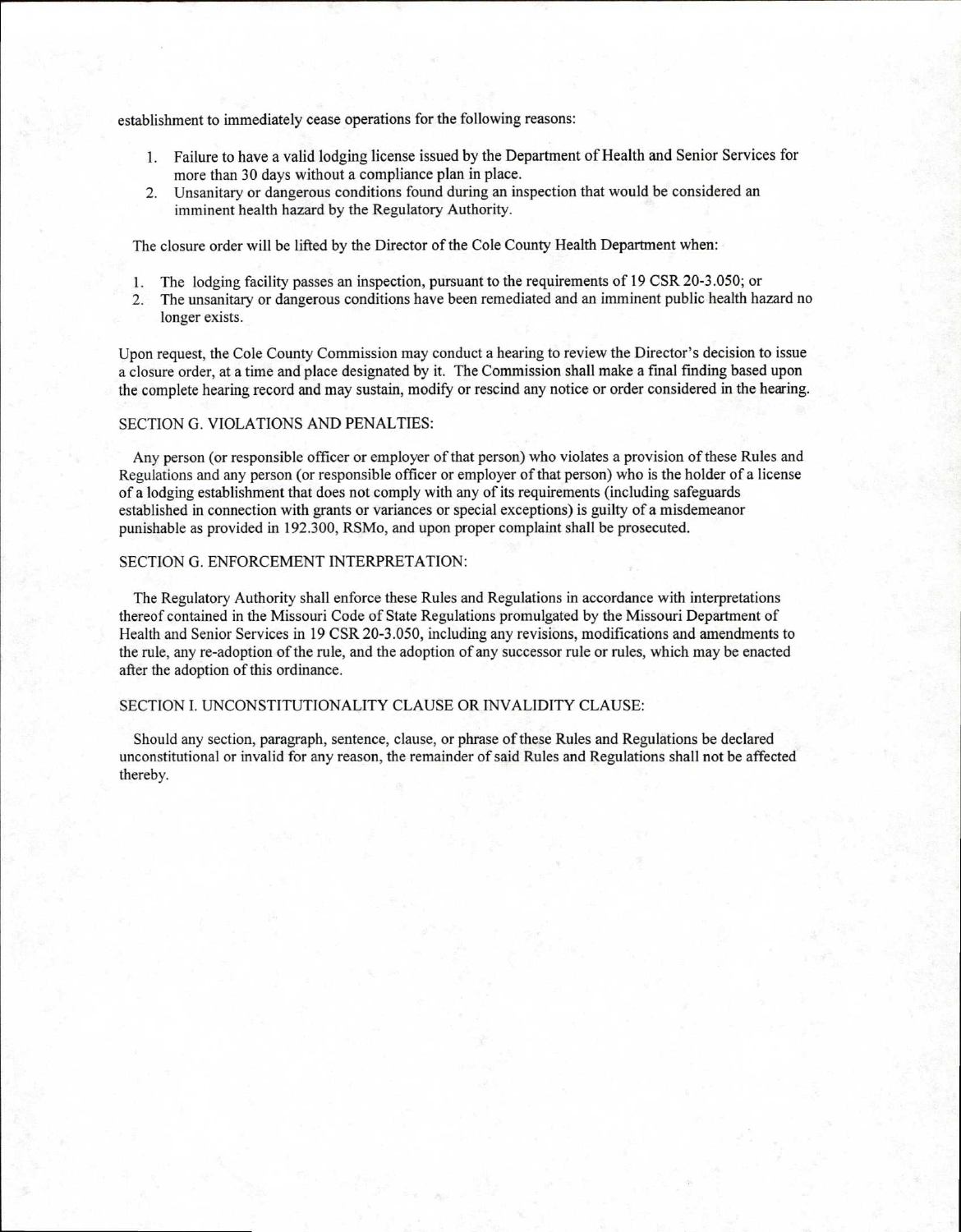establishment to immediately cease operations for the following reasons:

1. Failure to have a valid lodging license issued by the Department of Health and Senior Services for more than 30 days without a compliance plan in place.
2. Unsanitary or dangerous conditions found during an inspection that would be considered an imminent health hazard by the Regulatory Authority.

The closure order will be lifted by the Director of the Cole County Health Department when:

1. The lodging facility passes an inspection, pursuant to the requirements of 19 CSR 20-3.050; or
2. The unsanitary or dangerous conditions have been remediated and an imminent public health hazard no longer exists.

Upon request, the Cole County Commission may conduct a hearing to review the Director's decision to issue a closure order, at a time and place designated by it. The Commission shall make a final finding based upon the complete hearing record and may sustain, modify or rescind any notice or order considered in the hearing.

SECTION G. VIOLATIONS AND PENALTIES:

Any person (or responsible officer or employer of that person) who violates a provision of these Rules and Regulations and any person (or responsible officer or employer of that person) who is the holder of a license of a lodging establishment that does not comply with any of its requirements (including safeguards established in connection with grants or variances or special exceptions) is guilty of a misdemeanor punishable as provided in 192.300, RSMo, and upon proper complaint shall be prosecuted.

SECTION G. ENFORCEMENT INTERPRETATION:

The Regulatory Authority shall enforce these Rules and Regulations in accordance with interpretations thereof contained in the Missouri Code of State Regulations promulgated by the Missouri Department of Health and Senior Services in 19 CSR 20-3.050, including any revisions, modifications and amendments to the rule, any re-adoption of the rule, and the adoption of any successor rule or rules, which may be enacted after the adoption of this ordinance.

SECTION I. UNCONSTITUTIONALITY CLAUSE OR INVALIDITY CLAUSE:

Should any section, paragraph, sentence, clause, or phrase of these Rules and Regulations be declared unconstitutional or invalid for any reason, the remainder of said Rules and Regulations shall not be affected thereby.